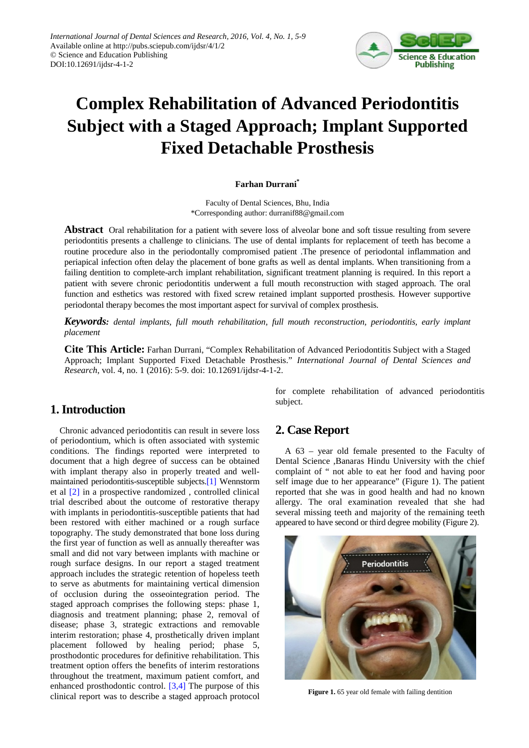# Complex Rehabilitation of Advanced Periodontitis Subject with a Staged Approach; Implant Supported Fixed Detachable Prosthesis

**Farhan Durrani***

Faculty of Dental Sciences, Bhu, India
*Corresponding author: durranif88@gmail.com

**Abstract** Oral rehabilitation for a patient with severe loss of alveolar bone and soft tissue resulting from severe periodontitis presents a challenge to clinicians. The use of dental implants for replacement of teeth has become a routine procedure also in the periodontally compromised patient .The presence of periodontal inflammation and periapical infection often delay the placement of bone grafts as well as dental implants. When transitioning from a failing dentition to complete-arch implant rehabilitation, significant treatment planning is required. In this report a patient with severe chronic periodontitis underwent a full mouth reconstruction with staged approach. The oral function and esthetics was restored with fixed screw retained implant supported prosthesis. However supportive periodontal therapy becomes the most important aspect for survival of complex prosthesis.

***Keywords:*** *dental implants, full mouth rehabilitation, full mouth reconstruction, periodontitis, early implant placement*

**Cite This Article:** Farhan Durrani, "Complex Rehabilitation of Advanced Periodontitis Subject with a Staged Approach; Implant Supported Fixed Detachable Prosthesis." *International Journal of Dental Sciences and Research*, vol. 4, no. 1 (2016): 5-9. doi: 10.12691/ijdsr-4-1-2.

## 1. Introduction

Chronic advanced periodontitis can result in severe loss of periodontium, which is often associated with systemic conditions. The findings reported were interpreted to document that a high degree of success can be obtained with implant therapy also in properly treated and well-maintained periodontitis-susceptible subjects.[1] Wennstorm et al [2] in a prospective randomized , controlled clinical trial described about the outcome of restorative therapy with implants in periodontitis-susceptible patients that had been restored with either machined or a rough surface topography. The study demonstrated that bone loss during the first year of function as well as annually thereafter was small and did not vary between implants with machine or rough surface designs. In our report a staged treatment approach includes the strategic retention of hopeless teeth to serve as abutments for maintaining vertical dimension of occlusion during the osseointegration period. The staged approach comprises the following steps: phase 1, diagnosis and treatment planning; phase 2, removal of disease; phase 3, strategic extractions and removable interim restoration; phase 4, prosthetically driven implant placement followed by healing period; phase 5, prosthodontic procedures for definitive rehabilitation. This treatment option offers the benefits of interim restorations throughout the treatment, maximum patient comfort, and enhanced prosthodontic control. [3,4] The purpose of this clinical report was to describe a staged approach protocol for complete rehabilitation of advanced periodontitis subject.

## 2. Case Report

A 63 – year old female presented to the Faculty of Dental Science ,Banaras Hindu University with the chief complaint of " not able to eat her food and having poor self image due to her appearance" (Figure 1). The patient reported that she was in good health and had no known allergy. The oral examination revealed that she had several missing teeth and majority of the remaining teeth appeared to have second or third degree mobility (Figure 2).

**Figure 1.** 65 year old female with failing dentition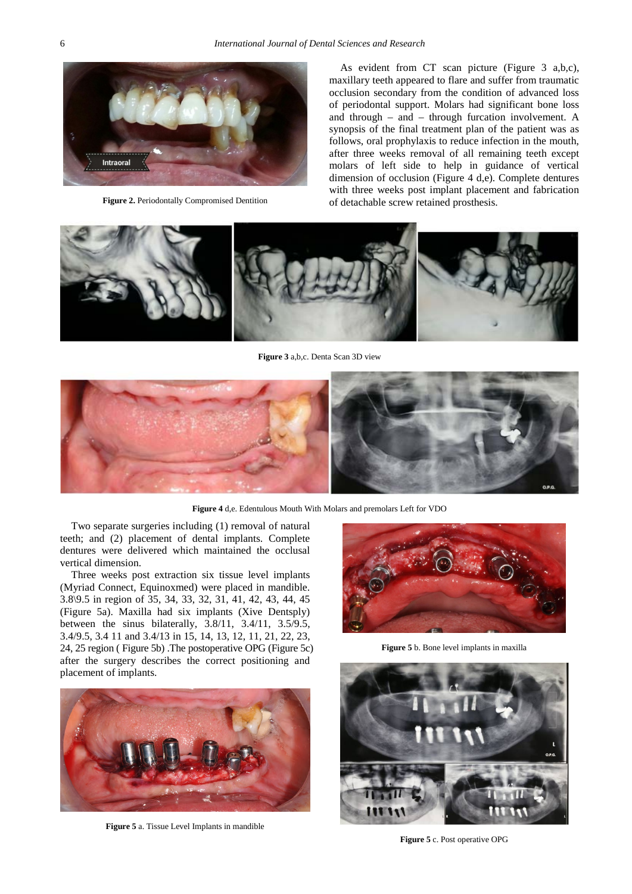As evident from CT scan picture (Figure 3 a,b,c), maxillary teeth appeared to flare and suffer from traumatic occlusion secondary from the condition of advanced loss of periodontal support. Molars had significant bone loss and through – and – through furcation involvement. A synopsis of the final treatment plan of the patient was as follows, oral prophylaxis to reduce infection in the mouth, after three weeks removal of all remaining teeth except molars of left side to help in guidance of vertical dimension of occlusion (Figure 4 d,e). Complete dentures with three weeks post implant placement and fabrication of detachable screw retained prosthesis.

**Figure 2.** Periodontally Compromised Dentition

**Figure 3** a,b,c. Denta Scan 3D view

**Figure 4** d,e. Edentulous Mouth With Molars and premolars Left for VDO

Two separate surgeries including (1) removal of natural teeth; and (2) placement of dental implants. Complete dentures were delivered which maintained the occlusal vertical dimension.

Three weeks post extraction six tissue level implants (Myriad Connect, Equinoxmed) were placed in mandible. 3.8\9.5 in region of 35, 34, 33, 32, 31, 41, 42, 43, 44, 45 (Figure 5a). Maxilla had six implants (Xive Dentsply) between the sinus bilaterally, 3.8/11, 3.4/11, 3.5/9.5, 3.4/9.5, 3.4 11 and 3.4/13 in 15, 14, 13, 12, 11, 21, 22, 23, 24, 25 region ( Figure 5b) .The postoperative OPG (Figure 5c) after the surgery describes the correct positioning and placement of implants.

**Figure 5** a. Tissue Level Implants in mandible

**Figure 5** b. Bone level implants in maxilla

**Figure 5** c. Post operative OPG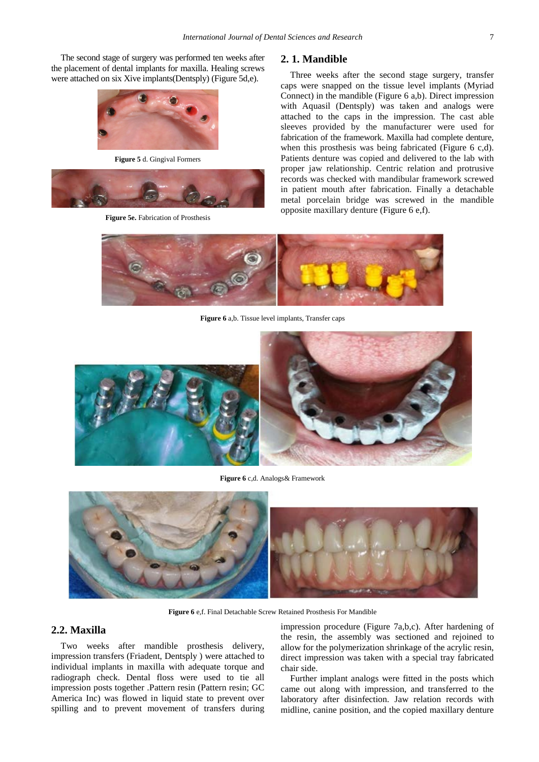The second stage of surgery was performed ten weeks after the placement of dental implants for maxilla. Healing screws were attached on six Xive implants(Dentsply) (Figure 5d,e).

**Figure 5** d. Gingival Formers

**Figure 5e.** Fabrication of Prosthesis

## 2. 1. Mandible

Three weeks after the second stage surgery, transfer caps were snapped on the tissue level implants (Myriad Connect) in the mandible (Figure 6 a,b). Direct impression with Aquasil (Dentsply) was taken and analogs were attached to the caps in the impression. The cast able sleeves provided by the manufacturer were used for fabrication of the framework. Maxilla had complete denture, when this prosthesis was being fabricated (Figure 6 c,d). Patients denture was copied and delivered to the lab with proper jaw relationship. Centric relation and protrusive records was checked with mandibular framework screwed in patient mouth after fabrication. Finally a detachable metal porcelain bridge was screwed in the mandible opposite maxillary denture (Figure 6 e,f).

**Figure 6** a,b. Tissue level implants, Transfer caps

**Figure 6** c,d. Analogs& Framework

**Figure 6** e,f. Final Detachable Screw Retained Prosthesis For Mandible

## 2.2. Maxilla

Two weeks after mandible prosthesis delivery, impression transfers (Friadent, Dentsply ) were attached to individual implants in maxilla with adequate torque and radiograph check. Dental floss were used to tie all impression posts together .Pattern resin (Pattern resin; GC America Inc) was flowed in liquid state to prevent over spilling and to prevent movement of transfers during impression procedure (Figure 7a,b,c). After hardening of the resin, the assembly was sectioned and rejoined to allow for the polymerization shrinkage of the acrylic resin, direct impression was taken with a special tray fabricated chair side.

Further implant analogs were fitted in the posts which came out along with impression, and transferred to the laboratory after disinfection. Jaw relation records with midline, canine position, and the copied maxillary denture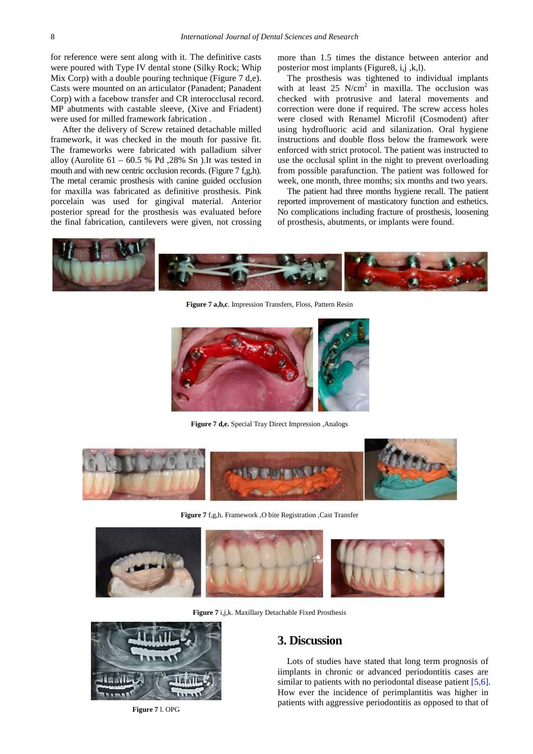for reference were sent along with it. The definitive casts were poured with Type IV dental stone (Silky Rock; Whip Mix Corp) with a double pouring technique (Figure 7 d,e). Casts were mounted on an articulator (Panadent; Panadent Corp) with a facebow transfer and CR interocclusal record. MP abutments with castable sleeve, (Xive and Friadent) were used for milled framework fabrication .

After the delivery of Screw retained detachable milled framework, it was checked in the mouth for passive fit. The frameworks were fabricated with palladium silver alloy (Aurolite 61 – 60.5 % Pd ,28% Sn ).It was tested in mouth and with new centric occlusion records. (Figure 7 f,g,h). The metal ceramic prosthesis with canine guided occlusion for maxilla was fabricated as definitive prosthesis. Pink porcelain was used for gingival material. Anterior posterior spread for the prosthesis was evaluated before the final fabrication, cantilevers were given, not crossing more than 1.5 times the distance between anterior and posterior most implants (Figure8, i,j ,k,l).

The prosthesis was tightened to individual implants with at least 25 $N/cm^2$ in maxilla. The occlusion was checked with protrusive and lateral movements and correction were done if required. The screw access holes were closed with Renamel Microfil (Cosmodent) after using hydrofluoric acid and silanization. Oral hygiene instructions and double floss below the framework were enforced with strict protocol. The patient was instructed to use the occlusal splint in the night to prevent overloading from possible parafunction. The patient was followed for week, one month, three months; six months and two years.

The patient had three months hygiene recall. The patient reported improvement of masticatory function and esthetics. No complications including fracture of prosthesis, loosening of prosthesis, abutments, or implants were found.

**Figure 7 a,b,c**. Impression Transfers, Floss, Pattern Resin

**Figure 7 d,e.** Special Tray Direct Impression ,Analogs

**Figure 7** f,g,h. Framework ,O bite Registration ,Cast Transfer

**Figure 7** i,j,k. Maxillary Detachable Fixed Prosthesis

**Figure 7** l. OPG

## 3. Discussion

Lots of studies have stated that long term prognosis of iimplants in chronic or advanced periodontitis cases are similar to patients with no periodontal disease patient [5,6]. How ever the incidence of perimplantitis was higher in patients with aggressive periodontitis as opposed to that of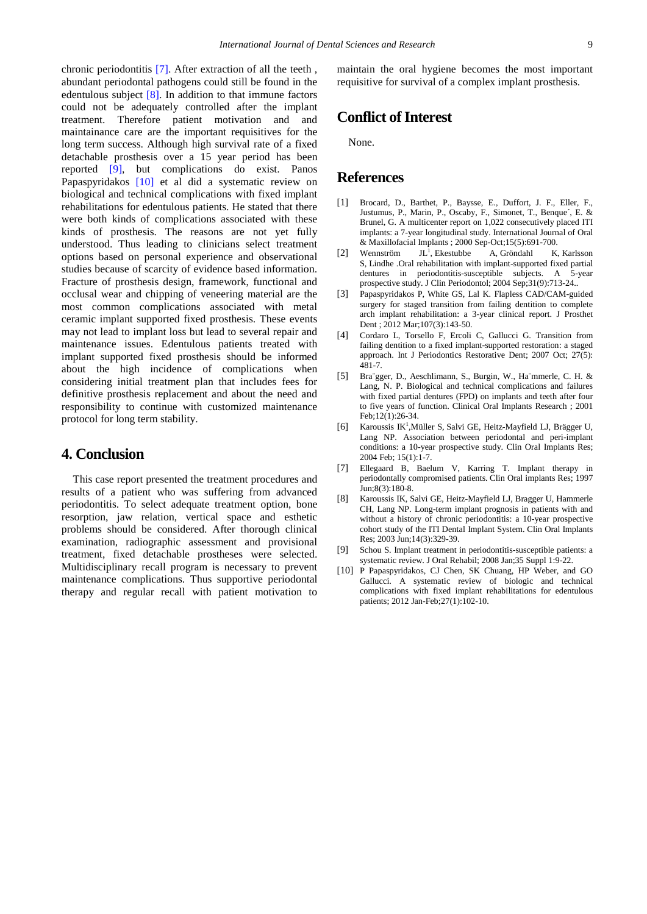chronic periodontitis [7]. After extraction of all the teeth , abundant periodontal pathogens could still be found in the edentulous subject [8]. In addition to that immune factors could not be adequately controlled after the implant treatment. Therefore patient motivation and and maintainance care are the important requisitives for the long term success. Although high survival rate of a fixed detachable prosthesis over a 15 year period has been reported [9], but complications do exist. Panos Papaspyridakos [10] et al did a systematic review on biological and technical complications with fixed implant rehabilitations for edentulous patients. He stated that there were both kinds of complications associated with these kinds of prosthesis. The reasons are not yet fully understood. Thus leading to clinicians select treatment options based on personal experience and observational studies because of scarcity of evidence based information. Fracture of prosthesis design, framework, functional and occlusal wear and chipping of veneering material are the most common complications associated with metal ceramic implant supported fixed prosthesis. These events may not lead to implant loss but lead to several repair and maintenance issues. Edentulous patients treated with implant supported fixed prosthesis should be informed about the high incidence of complications when considering initial treatment plan that includes fees for definitive prosthesis replacement and about the need and responsibility to continue with customized maintenance protocol for long term stability.

## 4. Conclusion

This case report presented the treatment procedures and results of a patient who was suffering from advanced periodontitis. To select adequate treatment option, bone resorption, jaw relation, vertical space and esthetic problems should be considered. After thorough clinical examination, radiographic assessment and provisional treatment, fixed detachable prostheses were selected. Multidisciplinary recall program is necessary to prevent maintenance complications. Thus supportive periodontal therapy and regular recall with patient motivation to maintain the oral hygiene becomes the most important requisitive for survival of a complex implant prosthesis.

## Conflict of Interest

None.

## References

[1] Brocard, D., Barthet, P., Baysse, E., Duffort, J. F., Eller, F., Justumus, P., Marin, P., Oscaby, F., Simonet, T., Benque´, E. & Brunel, G. A multicenter report on 1,022 consecutively placed ITI implants: a 7-year longitudinal study. International Journal of Oral & Maxillofacial Implants ; 2000 Sep-Oct;15(5):691-700.

[2] Wennström JL[1], Ekestubbe A, Gröndahl K, Karlsson S, Lindhe .Oral rehabilitation with implant-supported fixed partial dentures in periodontitis-susceptible subjects. A 5-year prospective study. J Clin Periodontol; 2004 Sep;31(9):713-24..

[3] Papaspyridakos P, White GS, Lal K. Flapless CAD/CAM-guided surgery for staged transition from failing dentition to complete arch implant rehabilitation: a 3-year clinical report. J Prosthet Dent ; 2012 Mar;107(3):143-50.

[4] Cordaro L, Torsello F, Ercoli C, Gallucci G. Transition from failing dentition to a fixed implant-supported restoration: a staged approach. Int J Periodontics Restorative Dent; 2007 Oct; 27(5): 481-7.

[5] Bra¨gger, D., Aeschlimann, S., Burgin, W., Ha¨mmerle, C. H. & Lang, N. P. Biological and technical complications and failures with fixed partial dentures (FPD) on implants and teeth after four to five years of function. Clinical Oral Implants Research ; 2001 Feb;12(1):26-34.

[6] Karoussis IK[1],Müller S, Salvi GE, Heitz-Mayfield LJ, Brägger U, Lang NP. Association between periodontal and peri-implant conditions: a 10-year prospective study. Clin Oral Implants Res; 2004 Feb; 15(1):1-7.

[7] Ellegaard B, Baelum V, Karring T. Implant therapy in periodontally compromised patients. Clin Oral implants Res; 1997 Jun;8(3):180-8.

[8] Karoussis IK, Salvi GE, Heitz-Mayfield LJ, Bragger U, Hammerle CH, Lang NP. Long-term implant prognosis in patients with and without a history of chronic periodontitis: a 10-year prospective cohort study of the ITI Dental Implant System. Clin Oral Implants Res; 2003 Jun;14(3):329-39.

[9] Schou S. Implant treatment in periodontitis-susceptible patients: a systematic review. J Oral Rehabil; 2008 Jan;35 Suppl 1:9-22.

[10] P Papaspyridakos, CJ Chen, SK Chuang, HP Weber, and GO Gallucci. A systematic review of biologic and technical complications with fixed implant rehabilitations for edentulous patients; 2012 Jan-Feb;27(1):102-10.